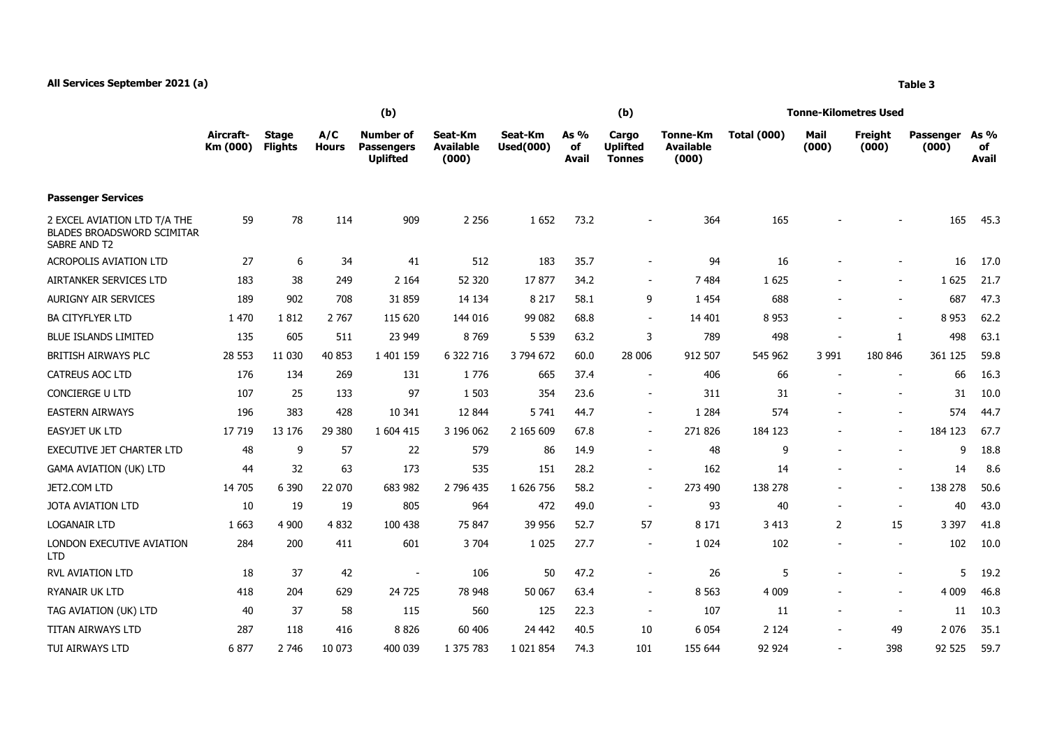**All Services September 2021 (a)**

**Table 3**

| | Aircraft-Km (000) | Stage Flights | A/C Hours | (b) Number of Passengers Uplifted | Seat-Km Available (000) | Seat-Km Used(000) | As % of Avail | (b) Cargo Uplifted Tonnes | Tonne-Km Available (000) | Tonne-Kilometres Used Total (000) | Mail (000) | Freight (000) | Passenger (000) | As % of Avail |
|---|---|---|---|---|---|---|---|---|---|---|---|---|---|---|
| **Passenger Services** | | | | | | | | | | | | | | |
| 2 EXCEL AVIATION LTD T/A THE BLADES BROADSWORD SCIMITAR SABRE AND T2 | 59 | 78 | 114 | 909 | 2 256 | 1 652 | 73.2 | - | 364 | 165 | - | - | 165 | 45.3 |
| ACROPOLIS AVIATION LTD | 27 | 6 | 34 | 41 | 512 | 183 | 35.7 | - | 94 | 16 | - | - | 16 | 17.0 |
| AIRTANKER SERVICES LTD | 183 | 38 | 249 | 2 164 | 52 320 | 17 877 | 34.2 | - | 7 484 | 1 625 | - | - | 1 625 | 21.7 |
| AURIGNY AIR SERVICES | 189 | 902 | 708 | 31 859 | 14 134 | 8 217 | 58.1 | 9 | 1 454 | 688 | - | - | 687 | 47.3 |
| BA CITYFLYER LTD | 1 470 | 1 812 | 2 767 | 115 620 | 144 016 | 99 082 | 68.8 | - | 14 401 | 8 953 | - | - | 8 953 | 62.2 |
| BLUE ISLANDS LIMITED | 135 | 605 | 511 | 23 949 | 8 769 | 5 539 | 63.2 | 3 | 789 | 498 | - | 1 | 498 | 63.1 |
| BRITISH AIRWAYS PLC | 28 553 | 11 030 | 40 853 | 1 401 159 | 6 322 716 | 3 794 672 | 60.0 | 28 006 | 912 507 | 545 962 | 3 991 | 180 846 | 361 125 | 59.8 |
| CATREUS AOC LTD | 176 | 134 | 269 | 131 | 1 776 | 665 | 37.4 | - | 406 | 66 | - | - | 66 | 16.3 |
| CONCIERGE U LTD | 107 | 25 | 133 | 97 | 1 503 | 354 | 23.6 | - | 311 | 31 | - | - | 31 | 10.0 |
| EASTERN AIRWAYS | 196 | 383 | 428 | 10 341 | 12 844 | 5 741 | 44.7 | - | 1 284 | 574 | - | - | 574 | 44.7 |
| EASYJET UK LTD | 17 719 | 13 176 | 29 380 | 1 604 415 | 3 196 062 | 2 165 609 | 67.8 | - | 271 826 | 184 123 | - | - | 184 123 | 67.7 |
| EXECUTIVE JET CHARTER LTD | 48 | 9 | 57 | 22 | 579 | 86 | 14.9 | - | 48 | 9 | - | - | 9 | 18.8 |
| GAMA AVIATION (UK) LTD | 44 | 32 | 63 | 173 | 535 | 151 | 28.2 | - | 162 | 14 | - | - | 14 | 8.6 |
| JET2.COM LTD | 14 705 | 6 390 | 22 070 | 683 982 | 2 796 435 | 1 626 756 | 58.2 | - | 273 490 | 138 278 | - | - | 138 278 | 50.6 |
| JOTA AVIATION LTD | 10 | 19 | 19 | 805 | 964 | 472 | 49.0 | - | 93 | 40 | - | - | 40 | 43.0 |
| LOGANAIR LTD | 1 663 | 4 900 | 4 832 | 100 438 | 75 847 | 39 956 | 52.7 | 57 | 8 171 | 3 413 | 2 | 15 | 3 397 | 41.8 |
| LONDON EXECUTIVE AVIATION LTD | 284 | 200 | 411 | 601 | 3 704 | 1 025 | 27.7 | - | 1 024 | 102 | - | - | 102 | 10.0 |
| RVL AVIATION LTD | 18 | 37 | 42 | - | 106 | 50 | 47.2 | - | 26 | 5 | - | - | 5 | 19.2 |
| RYANAIR UK LTD | 418 | 204 | 629 | 24 725 | 78 948 | 50 067 | 63.4 | - | 8 563 | 4 009 | - | - | 4 009 | 46.8 |
| TAG AVIATION (UK) LTD | 40 | 37 | 58 | 115 | 560 | 125 | 22.3 | - | 107 | 11 | - | - | 11 | 10.3 |
| TITAN AIRWAYS LTD | 287 | 118 | 416 | 8 826 | 60 406 | 24 442 | 40.5 | 10 | 6 054 | 2 124 | - | 49 | 2 076 | 35.1 |
| TUI AIRWAYS LTD | 6 877 | 2 746 | 10 073 | 400 039 | 1 375 783 | 1 021 854 | 74.3 | 101 | 155 644 | 92 924 | - | 398 | 92 525 | 59.7 |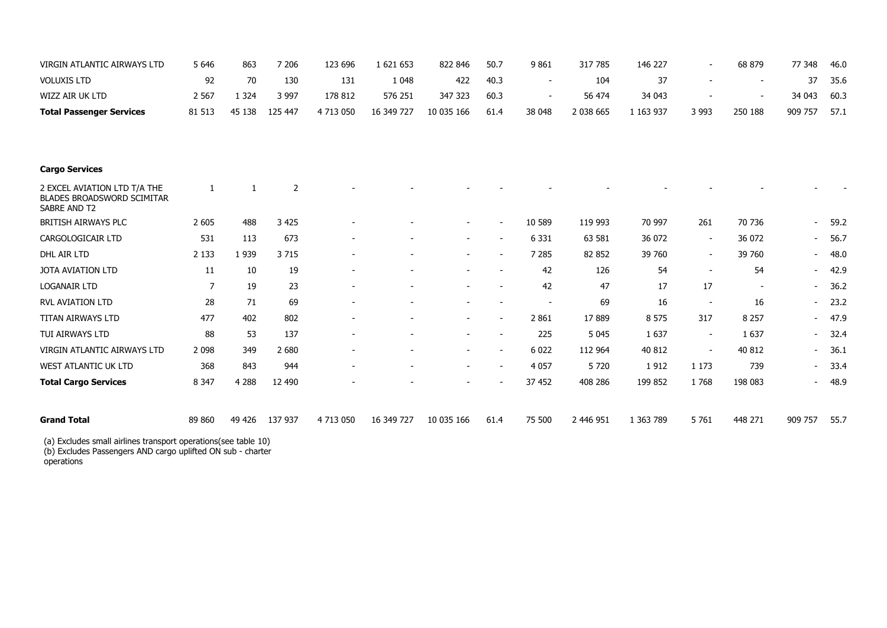| | | | | | | | | | | | | | | | |
|---|---|---|---|---|---|---|---|---|---|---|---|---|---|---|---|
| VIRGIN ATLANTIC AIRWAYS LTD | 5 646 | 863 | 7 206 | 123 696 | 1 621 653 | 822 846 | 50.7 | 9 861 | 317 785 | 146 227 | - | 68 879 | 77 348 | 46.0 |
| VOLUXIS LTD | 92 | 70 | 130 | 131 | 1 048 | 422 | 40.3 | - | 104 | 37 | - | - | 37 | 35.6 |
| WIZZ AIR UK LTD | 2 567 | 1 324 | 3 997 | 178 812 | 576 251 | 347 323 | 60.3 | - | 56 474 | 34 043 | - | - | 34 043 | 60.3 |
| **Total Passenger Services** | 81 513 | 45 138 | 125 447 | 4 713 050 | 16 349 727 | 10 035 166 | 61.4 | 38 048 | 2 038 665 | 1 163 937 | 3 993 | 250 188 | 909 757 | 57.1 |
| | | | | | | | | | | | | | | |
| **Cargo Services** | | | | | | | | | | | | | | |
| 2 EXCEL AVIATION LTD T/A THE BLADES BROADSWORD SCIMITAR SABRE AND T2 | 1 | 1 | 2 | - | - | - | - | - | - | - | - | - | - | - |
| BRITISH AIRWAYS PLC | 2 605 | 488 | 3 425 | - | - | - | - | 10 589 | 119 993 | 70 997 | 261 | 70 736 | - | 59.2 |
| CARGOLOGICAIR LTD | 531 | 113 | 673 | - | - | - | - | 6 331 | 63 581 | 36 072 | - | 36 072 | - | 56.7 |
| DHL AIR LTD | 2 133 | 1 939 | 3 715 | - | - | - | - | 7 285 | 82 852 | 39 760 | - | 39 760 | - | 48.0 |
| JOTA AVIATION LTD | 11 | 10 | 19 | - | - | - | - | 42 | 126 | 54 | - | 54 | - | 42.9 |
| LOGANAIR LTD | 7 | 19 | 23 | - | - | - | - | 42 | 47 | 17 | 17 | - | - | 36.2 |
| RVL AVIATION LTD | 28 | 71 | 69 | - | - | - | - | - | 69 | 16 | - | 16 | - | 23.2 |
| TITAN AIRWAYS LTD | 477 | 402 | 802 | - | - | - | - | 2 861 | 17 889 | 8 575 | 317 | 8 257 | - | 47.9 |
| TUI AIRWAYS LTD | 88 | 53 | 137 | - | - | - | - | 225 | 5 045 | 1 637 | - | 1 637 | - | 32.4 |
| VIRGIN ATLANTIC AIRWAYS LTD | 2 098 | 349 | 2 680 | - | - | - | - | 6 022 | 112 964 | 40 812 | - | 40 812 | - | 36.1 |
| WEST ATLANTIC UK LTD | 368 | 843 | 944 | - | - | - | - | 4 057 | 5 720 | 1 912 | 1 173 | 739 | - | 33.4 |
| **Total Cargo Services** | 8 347 | 4 288 | 12 490 | - | - | - | - | 37 452 | 408 286 | 199 852 | 1 768 | 198 083 | - | 48.9 |
| | | | | | | | | | | | | | | |
| **Grand Total** | 89 860 | 49 426 | 137 937 | 4 713 050 | 16 349 727 | 10 035 166 | 61.4 | 75 500 | 2 446 951 | 1 363 789 | 5 761 | 448 271 | 909 757 | 55.7 |

(a) Excludes small airlines transport operations(see table 10)
(b) Excludes Passengers AND cargo uplifted ON sub - charter operations